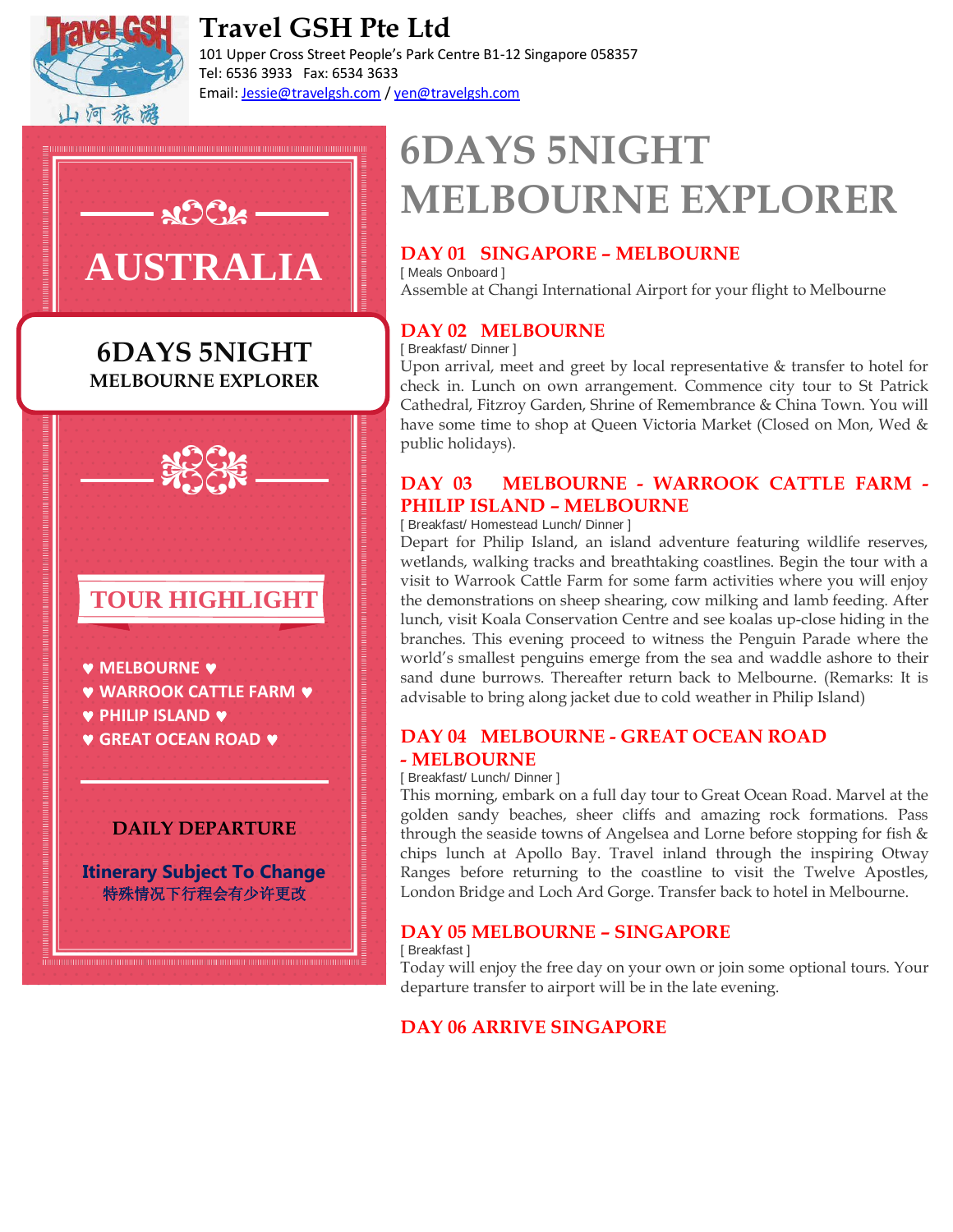# Travel GSH Pte Ltd

101 Upper Cross Street People's Park Centre B1-12 Singapore 058357
Tel: 6536 3933 Fax: 6534 3633
Email: Jessie@travelgsh.com / yen@travelgsh.com

## AUSTRALIA

**6DAYS 5NIGHT**
**MELBOURNE EXPLORER**

### TOUR HIGHLIGHT

- ♥ MELBOURNE ♥
- ♥ WARROOK CATTLE FARM ♥
- ♥ PHILIP ISLAND ♥
- ♥ GREAT OCEAN ROAD ♥

**DAILY DEPARTURE**

**Itinerary Subject To Change**
**特殊情况下行程会有少许更改**

# 6DAYS 5NIGHT MELBOURNE EXPLORER

## DAY 01 SINGAPORE – MELBOURNE

[ Meals Onboard ]

Assemble at Changi International Airport for your flight to Melbourne

## DAY 02 MELBOURNE

[ Breakfast/ Dinner ]

Upon arrival, meet and greet by local representative & transfer to hotel for check in. Lunch on own arrangement. Commence city tour to St Patrick Cathedral, Fitzroy Garden, Shrine of Remembrance & China Town. You will have some time to shop at Queen Victoria Market (Closed on Mon, Wed & public holidays).

## DAY 03 MELBOURNE - WARROOK CATTLE FARM - PHILIP ISLAND – MELBOURNE

[ Breakfast/ Homestead Lunch/ Dinner ]

Depart for Philip Island, an island adventure featuring wildlife reserves, wetlands, walking tracks and breathtaking coastlines. Begin the tour with a visit to Warrook Cattle Farm for some farm activities where you will enjoy the demonstrations on sheep shearing, cow milking and lamb feeding. After lunch, visit Koala Conservation Centre and see koalas up-close hiding in the branches. This evening proceed to witness the Penguin Parade where the world's smallest penguins emerge from the sea and waddle ashore to their sand dune burrows. Thereafter return back to Melbourne. (Remarks: It is advisable to bring along jacket due to cold weather in Philip Island)

## DAY 04 MELBOURNE - GREAT OCEAN ROAD - MELBOURNE

[ Breakfast/ Lunch/ Dinner ]

This morning, embark on a full day tour to Great Ocean Road. Marvel at the golden sandy beaches, sheer cliffs and amazing rock formations. Pass through the seaside towns of Angelsea and Lorne before stopping for fish & chips lunch at Apollo Bay. Travel inland through the inspiring Otway Ranges before returning to the coastline to visit the Twelve Apostles, London Bridge and Loch Ard Gorge. Transfer back to hotel in Melbourne.

## DAY 05 MELBOURNE – SINGAPORE

[ Breakfast ]

Today will enjoy the free day on your own or join some optional tours. Your departure transfer to airport will be in the late evening.

## DAY 06 ARRIVE SINGAPORE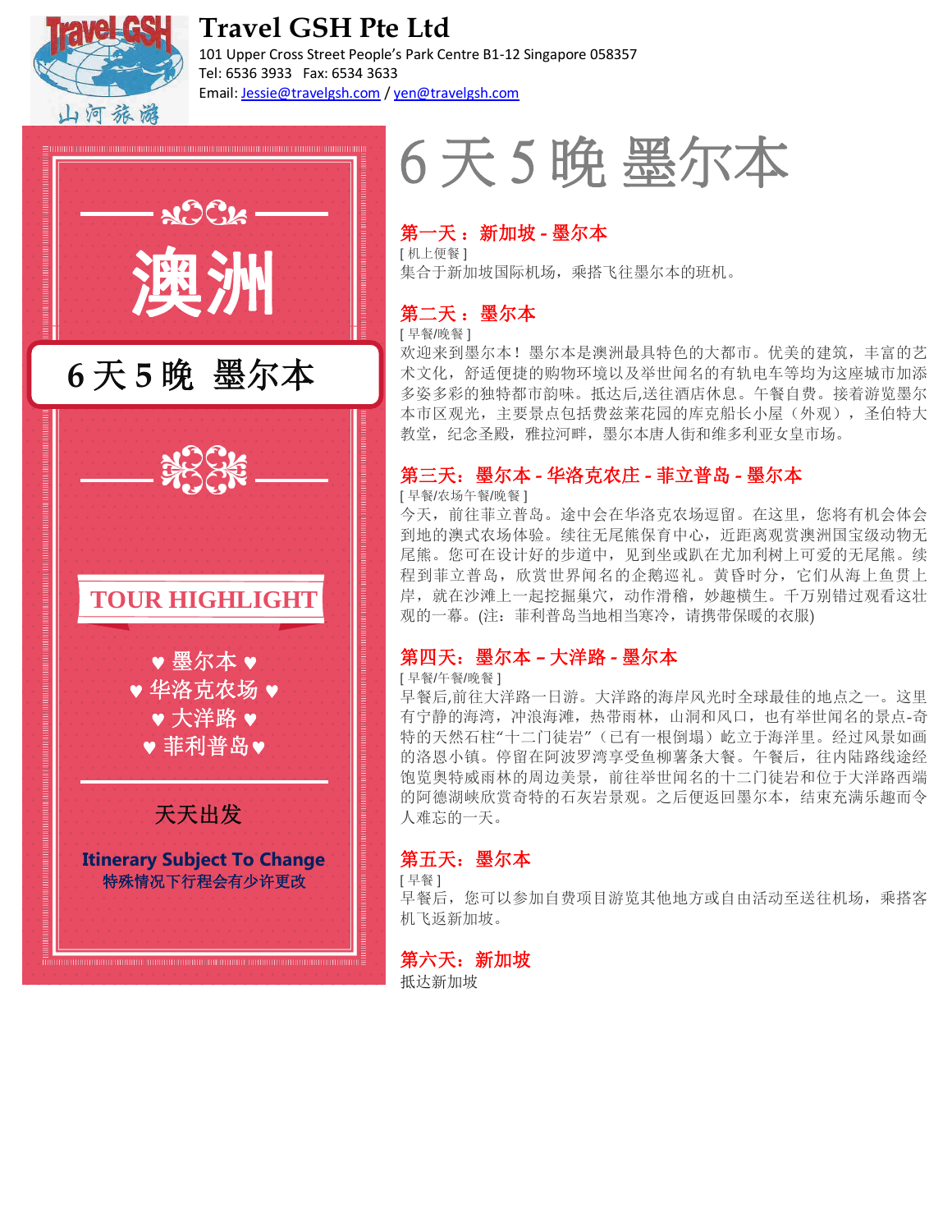# Travel GSH Pte Ltd

101 Upper Cross Street People's Park Centre B1-12 Singapore 058357
Tel: 6536 3933 Fax: 6534 3633
Email: Jessie@travelgsh.com / yen@travelgsh.com

山河旅游

# 澳洲

## 6 天 5 晚 墨尔本

### TOUR HIGHLIGHT

♥ 墨尔本 ♥
♥ 华洛克农场 ♥
♥ 大洋路 ♥
♥ 菲利普岛♥

天天出发

**Itinerary Subject To Change**
**特殊情况下行程会有少许更改**

# 6 天 5 晚 墨尔本

## 第一天：新加坡 - 墨尔本

[ 机上便餐 ]
集合于新加坡国际机场，乘搭飞往墨尔本的班机。

## 第二天：墨尔本

[ 早餐/晚餐 ]
欢迎来到墨尔本！墨尔本是澳洲最具特色的大都市。优美的建筑，丰富的艺术文化，舒适便捷的购物环境以及举世闻名的有轨电车等均为这座城市加添多姿多彩的独特都市韵味。抵达后,送往酒店休息。午餐自费。接着游览墨尔本市区观光，主要景点包括费兹莱花园的库克船长小屋（外观），圣伯特大教堂，纪念圣殿，雅拉河畔，墨尔本唐人街和维多利亚女皇市场。

## 第三天：墨尔本 - 华洛克农庄 - 菲立普岛 - 墨尔本

[ 早餐/农场午餐/晚餐 ]
今天，前往菲立普岛。途中会在华洛克农场逗留。在这里，您将有机会体会到地的澳式农场体验。续往无尾熊保育中心，近距离观赏澳洲国宝级动物无尾熊。您可在设计好的步道中，见到坐或趴在尤加利树上可爱的无尾熊。续程到菲立普岛，欣赏世界闻名的企鹅巡礼。黄昏时分，它们从海上鱼贯上岸，就在沙滩上一起挖掘巢穴，动作滑稽，妙趣横生。千万别错过观看这壮观的一幕。(注：菲利普岛当地相当寒冷，请携带保暖的衣服)

## 第四天：墨尔本 – 大洋路 - 墨尔本

[ 早餐/午餐/晚餐 ]
早餐后,前往大洋路一日游。大洋路的海岸风光时全球最佳的地点之一。这里有宁静的海湾，冲浪海滩，热带雨林，山洞和风口，也有举世闻名的景点-奇特的天然石柱"十二门徒岩"（已有一根倒塌）屹立于海洋里。经过风景如画的洛恩小镇。停留在阿波罗湾享受鱼柳薯条大餐。午餐后，往内陆路线途经饱览奥特威雨林的周边美景，前往举世闻名的十二门徒岩和位于大洋路西端的阿德湖峡欣赏奇特的石灰岩景观。之后便返回墨尔本，结束充满乐趣而令人难忘的一天。

## 第五天：墨尔本

[ 早餐 ]
早餐后，您可以参加自费项目游览其他地方或自由活动至送往机场，乘搭客机飞返新加坡。

## 第六天：新加坡

抵达新加坡